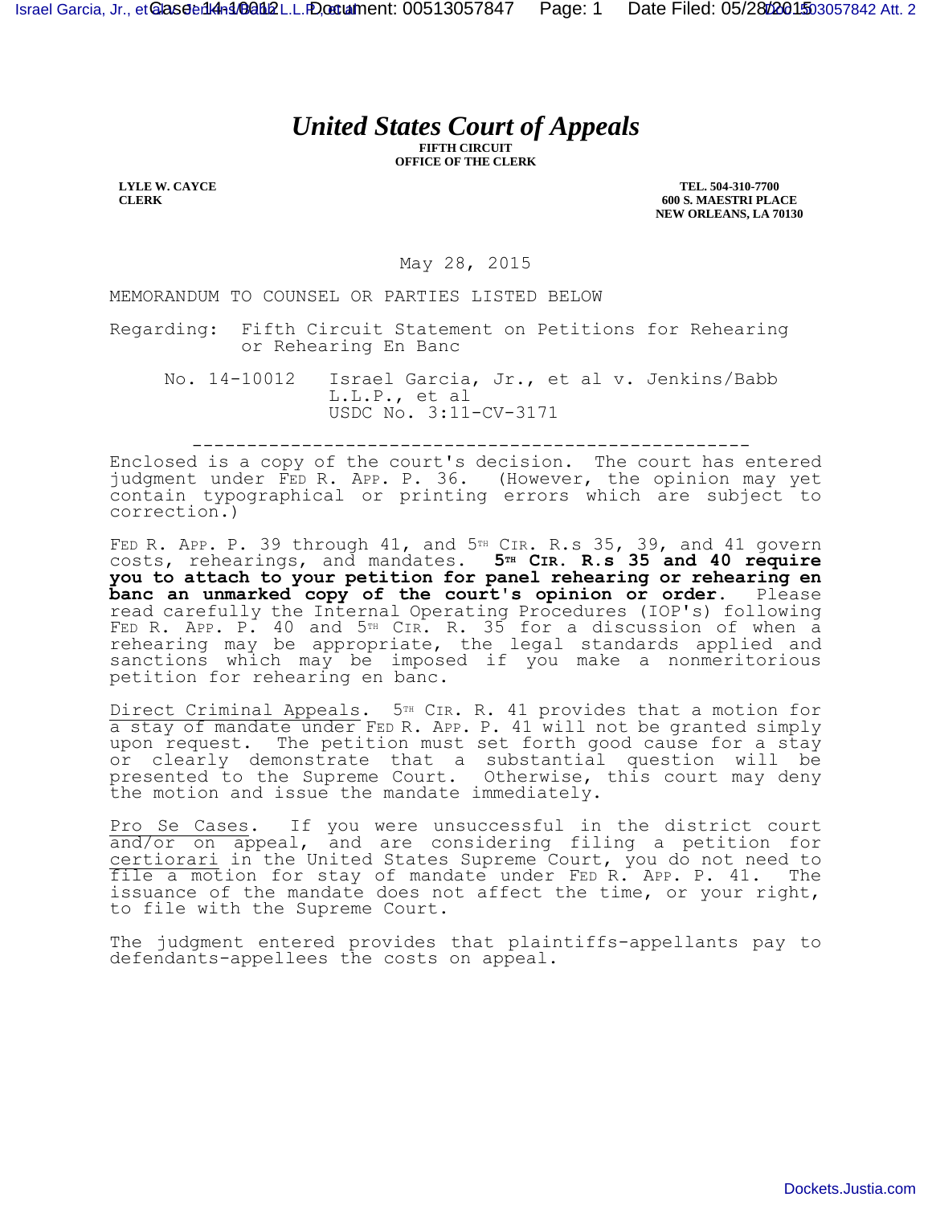# United States Court of Appeals

**FIFTH CIRCUIT**
**OFFICE OF THE CLERK**

**LYLE W. CAYCE**
**CLERK**

**TEL. 504-310-7700**
**600 S. MAESTRI PLACE**
**NEW ORLEANS, LA 70130**

May 28, 2015

MEMORANDUM TO COUNSEL OR PARTIES LISTED BELOW

Regarding: Fifth Circuit Statement on Petitions for Rehearing or Rehearing En Banc

No. 14-10012 Israel Garcia, Jr., et al v. Jenkins/Babb L.L.P., et al
USDC No. 3:11-CV-3171

---

Enclosed is a copy of the court's decision. The court has entered judgment under FED R. APP. P. 36. (However, the opinion may yet contain typographical or printing errors which are subject to correction.)

FED R. APP. P. 39 through 41, and 5TH CIR. R.s 35, 39, and 41 govern costs, rehearings, and mandates. **5TH CIR. R.s 35 and 40 require you to attach to your petition for panel rehearing or rehearing en banc an unmarked copy of the court's opinion or order.** Please read carefully the Internal Operating Procedures (IOP's) following FED R. APP. P. 40 and 5TH CIR. R. 35 for a discussion of when a rehearing may be appropriate, the legal standards applied and sanctions which may be imposed if you make a nonmeritorious petition for rehearing en banc.

<u>Direct Criminal Appeals</u>. 5TH CIR. R. 41 provides that a motion for a stay of mandate under FED R. APP. P. 41 will not be granted simply upon request. The petition must set forth good cause for a stay or clearly demonstrate that a substantial question will be presented to the Supreme Court. Otherwise, this court may deny the motion and issue the mandate immediately.

<u>Pro Se Cases</u>. If you were unsuccessful in the district court and/or on appeal, and are considering filing a petition for <u>certiorari</u> in the United States Supreme Court, you do not need to file a motion for stay of mandate under FED R. APP. P. 41. The issuance of the mandate does not affect the time, or your right, to file with the Supreme Court.

The judgment entered provides that plaintiffs-appellants pay to defendants-appellees the costs on appeal.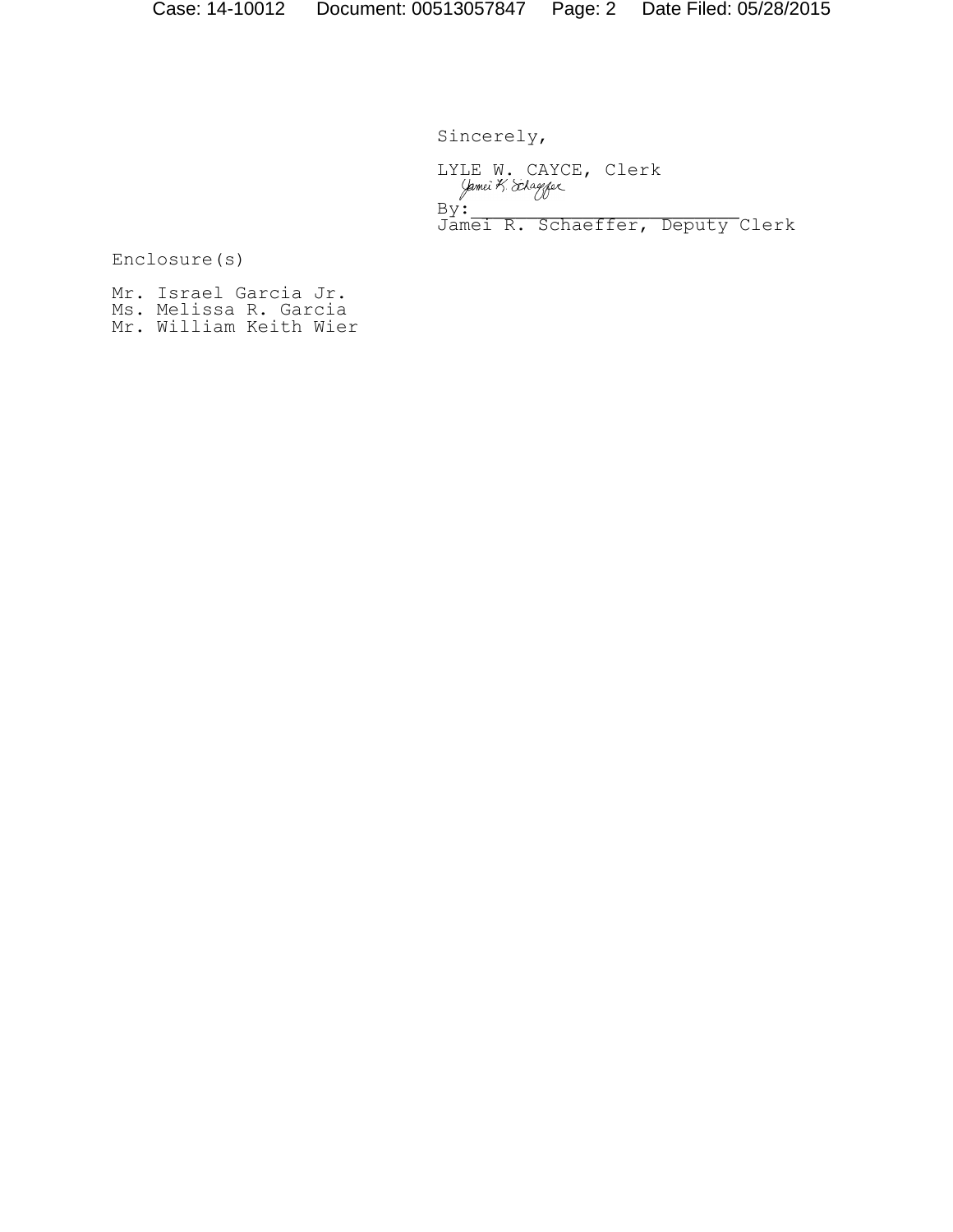Sincerely,

LYLE W. CAYCE, Clerk

By: Jamei R. Schaeffer

Jamei R. Schaeffer, Deputy Clerk

Enclosure(s)

Mr. Israel Garcia Jr.
Ms. Melissa R. Garcia
Mr. William Keith Wier